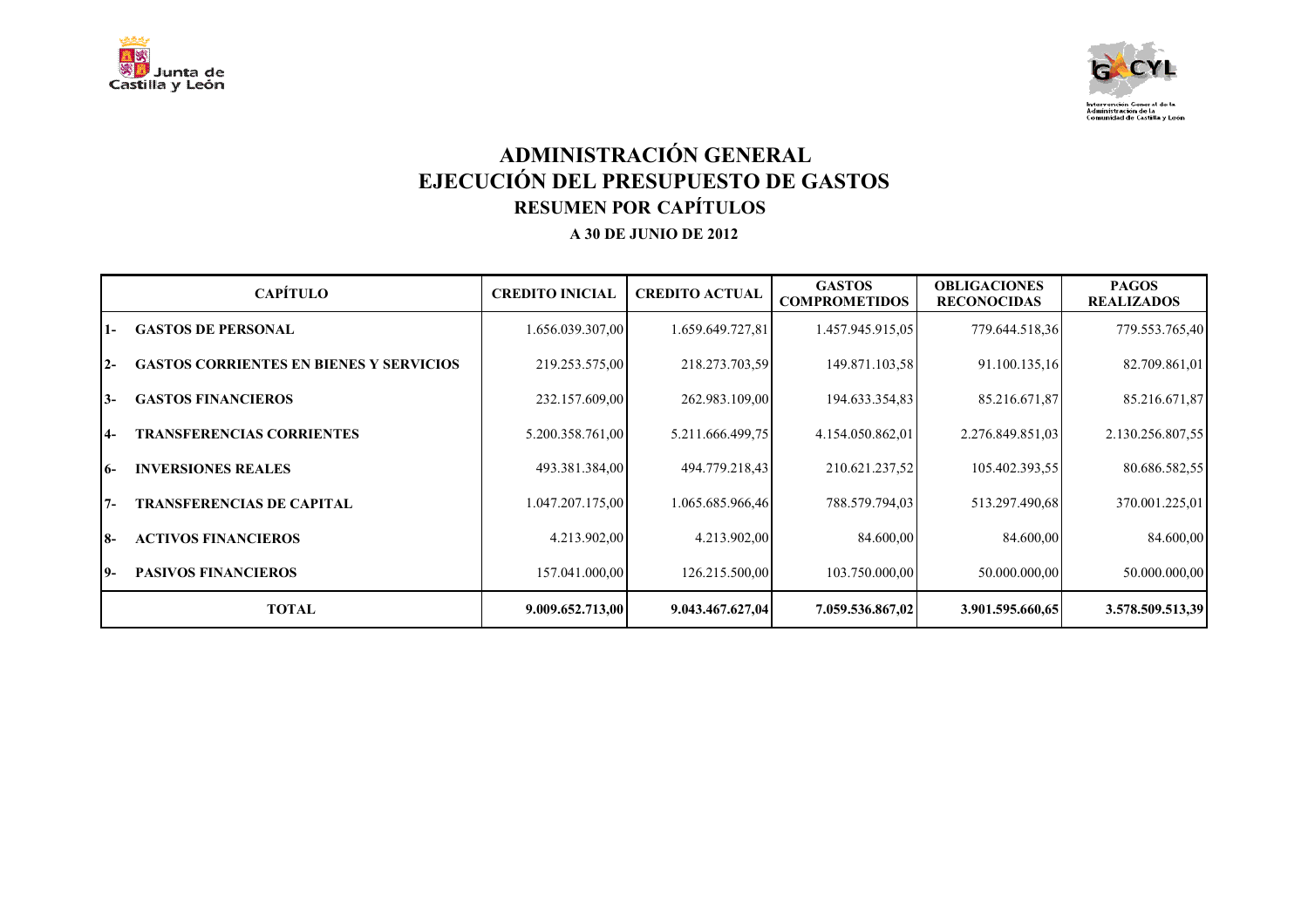# ADMINISTRACIÓN GENERAL
# EJECUCIÓN DEL PRESUPUESTO DE GASTOS
## RESUMEN POR CAPÍTULOS
### A 30 DE JUNIO DE 2012

| CAPÍTULO | CREDITO INICIAL | CREDITO ACTUAL | GASTOS COMPROMETIDOS | OBLIGACIONES RECONOCIDAS | PAGOS REALIZADOS |
|---|---|---|---|---|---|
| 1- GASTOS DE PERSONAL | 1.656.039.307,00 | 1.659.649.727,81 | 1.457.945.915,05 | 779.644.518,36 | 779.553.765,40 |
| 2- GASTOS CORRIENTES EN BIENES Y SERVICIOS | 219.253.575,00 | 218.273.703,59 | 149.871.103,58 | 91.100.135,16 | 82.709.861,01 |
| 3- GASTOS FINANCIEROS | 232.157.609,00 | 262.983.109,00 | 194.633.354,83 | 85.216.671,87 | 85.216.671,87 |
| 4- TRANSFERENCIAS CORRIENTES | 5.200.358.761,00 | 5.211.666.499,75 | 4.154.050.862,01 | 2.276.849.851,03 | 2.130.256.807,55 |
| 6- INVERSIONES REALES | 493.381.384,00 | 494.779.218,43 | 210.621.237,52 | 105.402.393,55 | 80.686.582,55 |
| 7- TRANSFERENCIAS DE CAPITAL | 1.047.207.175,00 | 1.065.685.966,46 | 788.579.794,03 | 513.297.490,68 | 370.001.225,01 |
| 8- ACTIVOS FINANCIEROS | 4.213.902,00 | 4.213.902,00 | 84.600,00 | 84.600,00 | 84.600,00 |
| 9- PASIVOS FINANCIEROS | 157.041.000,00 | 126.215.500,00 | 103.750.000,00 | 50.000.000,00 | 50.000.000,00 |
| **TOTAL** | **9.009.652.713,00** | **9.043.467.627,04** | **7.059.536.867,02** | **3.901.595.660,65** | **3.578.509.513,39** |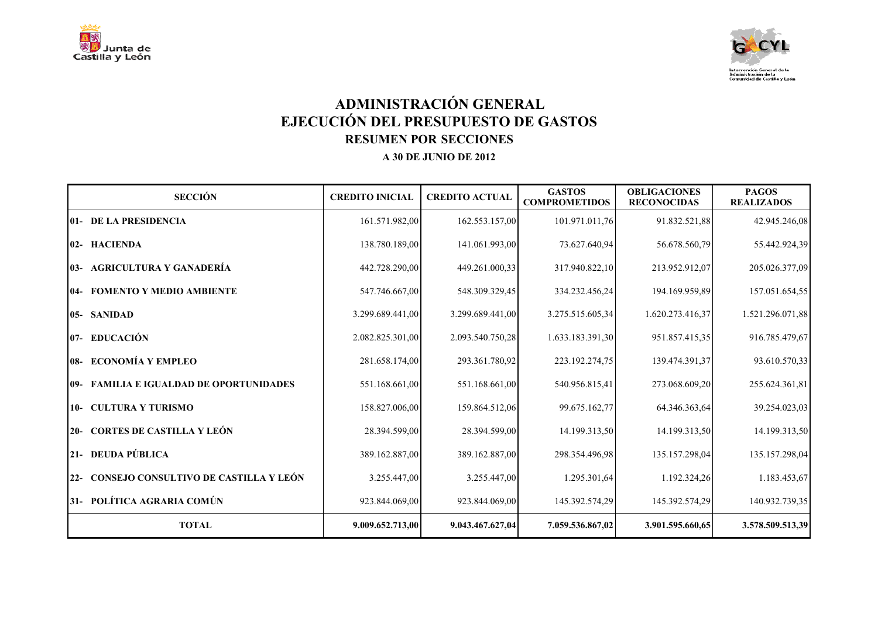# ADMINISTRACIÓN GENERAL
# EJECUCIÓN DEL PRESUPUESTO DE GASTOS
## RESUMEN POR SECCIONES
### A 30 DE JUNIO DE 2012

| SECCIÓN | CREDITO INICIAL | CREDITO ACTUAL | GASTOS COMPROMETIDOS | OBLIGACIONES RECONOCIDAS | PAGOS REALIZADOS |
|---|---|---|---|---|---|
| **01- DE LA PRESIDENCIA** | 161.571.982,00 | 162.553.157,00 | 101.971.011,76 | 91.832.521,88 | 42.945.246,08 |
| **02- HACIENDA** | 138.780.189,00 | 141.061.993,00 | 73.627.640,94 | 56.678.560,79 | 55.442.924,39 |
| **03- AGRICULTURA Y GANADERÍA** | 442.728.290,00 | 449.261.000,33 | 317.940.822,10 | 213.952.912,07 | 205.026.377,09 |
| **04- FOMENTO Y MEDIO AMBIENTE** | 547.746.667,00 | 548.309.329,45 | 334.232.456,24 | 194.169.959,89 | 157.051.654,55 |
| **05- SANIDAD** | 3.299.689.441,00 | 3.299.689.441,00 | 3.275.515.605,34 | 1.620.273.416,37 | 1.521.296.071,88 |
| **07- EDUCACIÓN** | 2.082.825.301,00 | 2.093.540.750,28 | 1.633.183.391,30 | 951.857.415,35 | 916.785.479,67 |
| **08- ECONOMÍA Y EMPLEO** | 281.658.174,00 | 293.361.780,92 | 223.192.274,75 | 139.474.391,37 | 93.610.570,33 |
| **09- FAMILIA E IGUALDAD DE OPORTUNIDADES** | 551.168.661,00 | 551.168.661,00 | 540.956.815,41 | 273.068.609,20 | 255.624.361,81 |
| **10- CULTURA Y TURISMO** | 158.827.006,00 | 159.864.512,06 | 99.675.162,77 | 64.346.363,64 | 39.254.023,03 |
| **20- CORTES DE CASTILLA Y LEÓN** | 28.394.599,00 | 28.394.599,00 | 14.199.313,50 | 14.199.313,50 | 14.199.313,50 |
| **21- DEUDA PÚBLICA** | 389.162.887,00 | 389.162.887,00 | 298.354.496,98 | 135.157.298,04 | 135.157.298,04 |
| **22- CONSEJO CONSULTIVO DE CASTILLA Y LEÓN** | 3.255.447,00 | 3.255.447,00 | 1.295.301,64 | 1.192.324,26 | 1.183.453,67 |
| **31- POLÍTICA AGRARIA COMÚN** | 923.844.069,00 | 923.844.069,00 | 145.392.574,29 | 145.392.574,29 | 140.932.739,35 |
| **TOTAL** | **9.009.652.713,00** | **9.043.467.627,04** | **7.059.536.867,02** | **3.901.595.660,65** | **3.578.509.513,39** |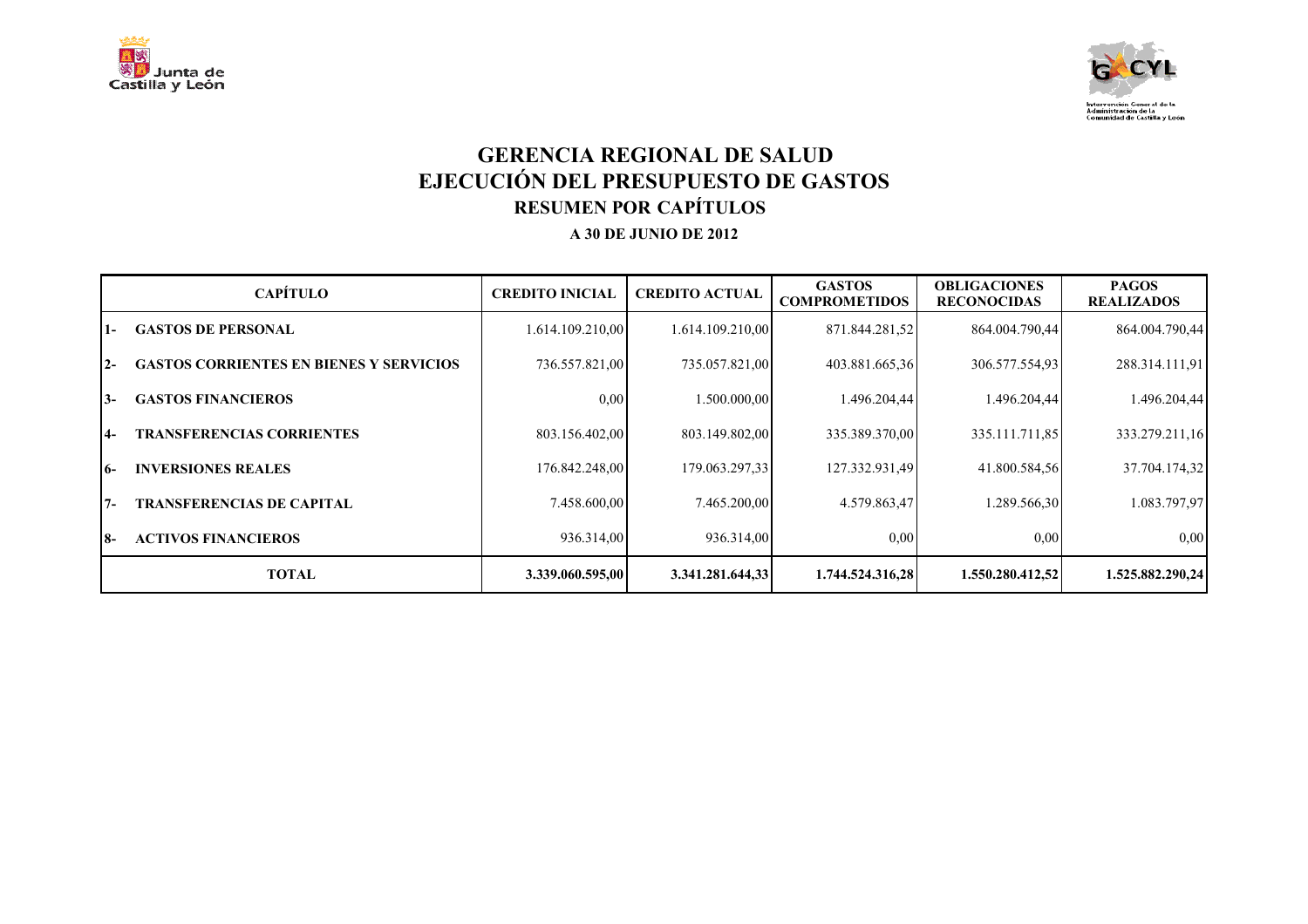# GERENCIA REGIONAL DE SALUD
# EJECUCIÓN DEL PRESUPUESTO DE GASTOS
## RESUMEN POR CAPÍTULOS
### A 30 DE JUNIO DE 2012

| CAPÍTULO | | CREDITO INICIAL | CREDITO ACTUAL | GASTOS COMPROMETIDOS | OBLIGACIONES RECONOCIDAS | PAGOS REALIZADOS |
|---|---|---|---|---|---|---|
| 1- | GASTOS DE PERSONAL | 1.614.109.210,00 | 1.614.109.210,00 | 871.844.281,52 | 864.004.790,44 | 864.004.790,44 |
| 2- | GASTOS CORRIENTES EN BIENES Y SERVICIOS | 736.557.821,00 | 735.057.821,00 | 403.881.665,36 | 306.577.554,93 | 288.314.111,91 |
| 3- | GASTOS FINANCIEROS | 0,00 | 1.500.000,00 | 1.496.204,44 | 1.496.204,44 | 1.496.204,44 |
| 4- | TRANSFERENCIAS CORRIENTES | 803.156.402,00 | 803.149.802,00 | 335.389.370,00 | 335.111.711,85 | 333.279.211,16 |
| 6- | INVERSIONES REALES | 176.842.248,00 | 179.063.297,33 | 127.332.931,49 | 41.800.584,56 | 37.704.174,32 |
| 7- | TRANSFERENCIAS DE CAPITAL | 7.458.600,00 | 7.465.200,00 | 4.579.863,47 | 1.289.566,30 | 1.083.797,97 |
| 8- | ACTIVOS FINANCIEROS | 936.314,00 | 936.314,00 | 0,00 | 0,00 | 0,00 |
| | **TOTAL** | **3.339.060.595,00** | **3.341.281.644,33** | **1.744.524.316,28** | **1.550.280.412,52** | **1.525.882.290,24** |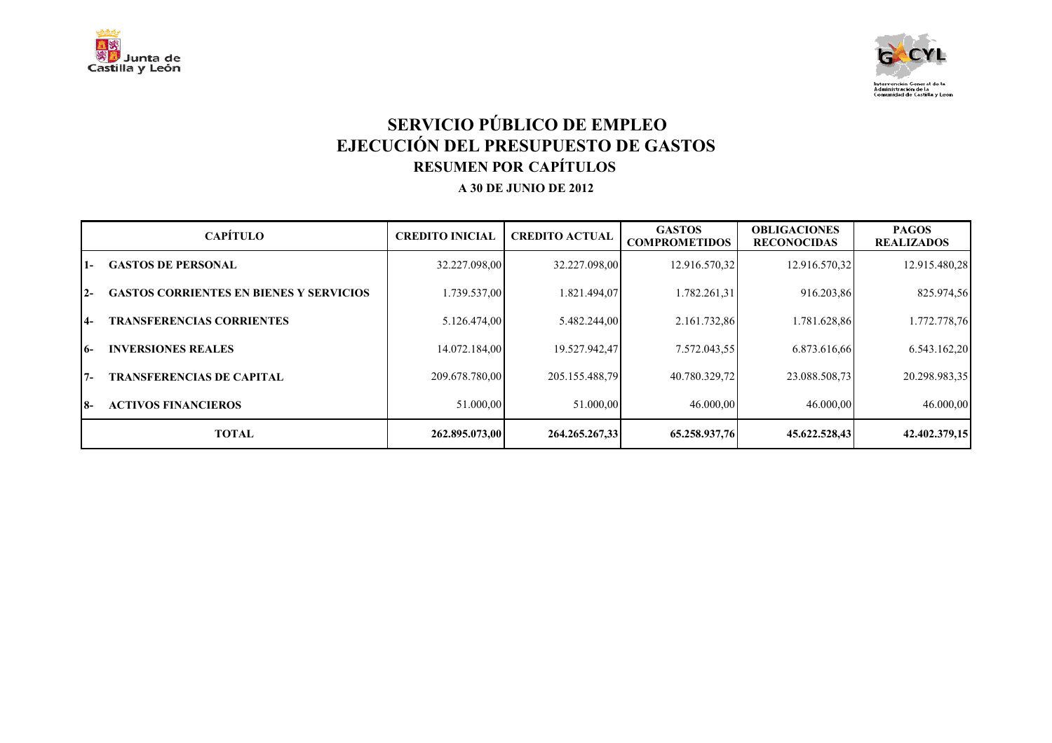# SERVICIO PÚBLICO DE EMPLEO
# EJECUCIÓN DEL PRESUPUESTO DE GASTOS
## RESUMEN POR CAPÍTULOS
### A 30 DE JUNIO DE 2012

| CAPÍTULO | CREDITO INICIAL | CREDITO ACTUAL | GASTOS COMPROMETIDOS | OBLIGACIONES RECONOCIDAS | PAGOS REALIZADOS |
|---|---|---|---|---|---|
| 1- GASTOS DE PERSONAL | 32.227.098,00 | 32.227.098,00 | 12.916.570,32 | 12.916.570,32 | 12.915.480,28 |
| 2- GASTOS CORRIENTES EN BIENES Y SERVICIOS | 1.739.537,00 | 1.821.494,07 | 1.782.261,31 | 916.203,86 | 825.974,56 |
| 4- TRANSFERENCIAS CORRIENTES | 5.126.474,00 | 5.482.244,00 | 2.161.732,86 | 1.781.628,86 | 1.772.778,76 |
| 6- INVERSIONES REALES | 14.072.184,00 | 19.527.942,47 | 7.572.043,55 | 6.873.616,66 | 6.543.162,20 |
| 7- TRANSFERENCIAS DE CAPITAL | 209.678.780,00 | 205.155.488,79 | 40.780.329,72 | 23.088.508,73 | 20.298.983,35 |
| 8- ACTIVOS FINANCIEROS | 51.000,00 | 51.000,00 | 46.000,00 | 46.000,00 | 46.000,00 |
| **TOTAL** | **262.895.073,00** | **264.265.267,33** | **65.258.937,76** | **45.622.528,43** | **42.402.379,15** |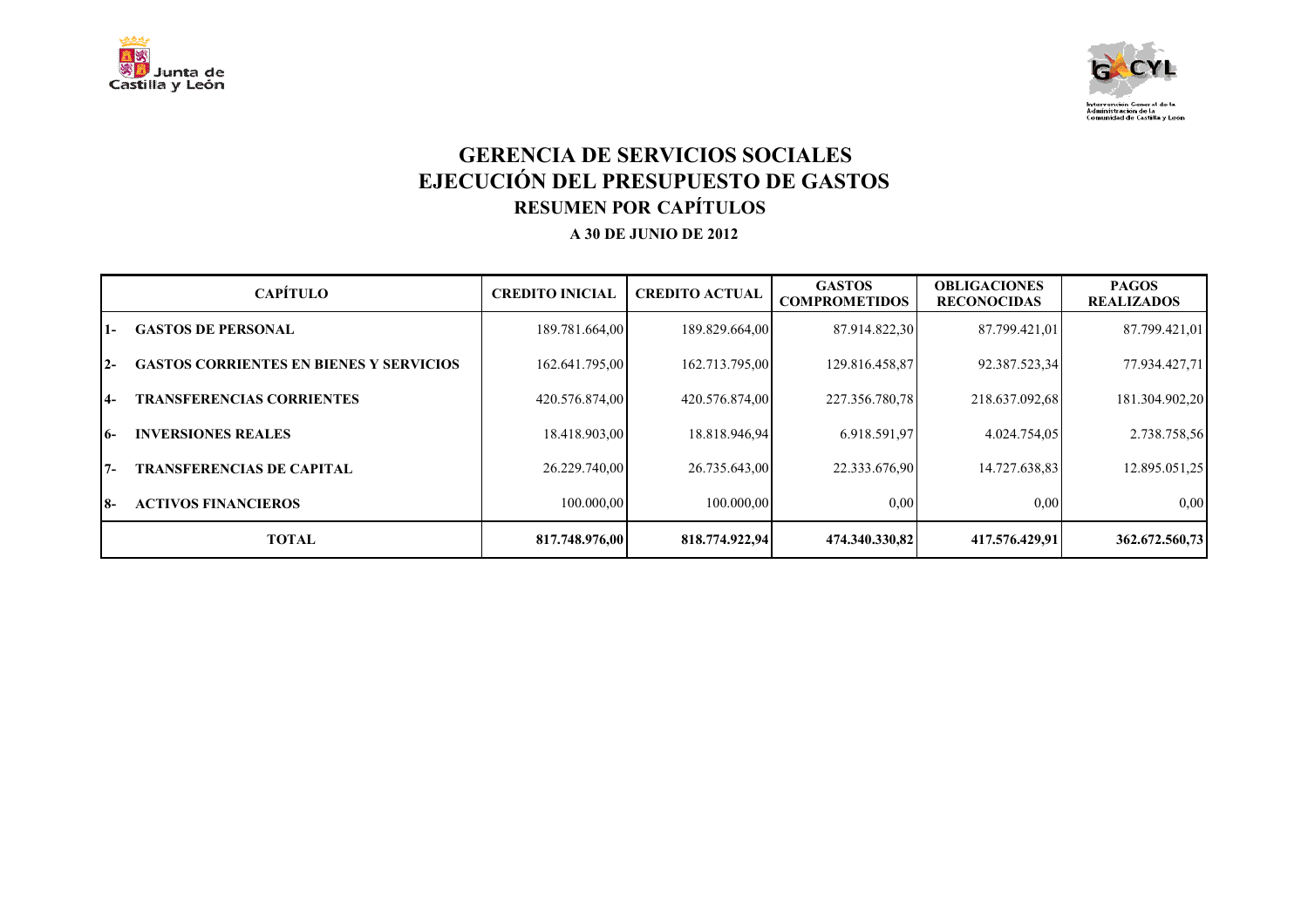# GERENCIA DE SERVICIOS SOCIALES
# EJECUCIÓN DEL PRESUPUESTO DE GASTOS
## RESUMEN POR CAPÍTULOS
### A 30 DE JUNIO DE 2012

| CAPÍTULO | CREDITO INICIAL | CREDITO ACTUAL | GASTOS COMPROMETIDOS | OBLIGACIONES RECONOCIDAS | PAGOS REALIZADOS |
|---|---|---|---|---|---|
| 1- GASTOS DE PERSONAL | 189.781.664,00 | 189.829.664,00 | 87.914.822,30 | 87.799.421,01 | 87.799.421,01 |
| 2- GASTOS CORRIENTES EN BIENES Y SERVICIOS | 162.641.795,00 | 162.713.795,00 | 129.816.458,87 | 92.387.523,34 | 77.934.427,71 |
| 4- TRANSFERENCIAS CORRIENTES | 420.576.874,00 | 420.576.874,00 | 227.356.780,78 | 218.637.092,68 | 181.304.902,20 |
| 6- INVERSIONES REALES | 18.418.903,00 | 18.818.946,94 | 6.918.591,97 | 4.024.754,05 | 2.738.758,56 |
| 7- TRANSFERENCIAS DE CAPITAL | 26.229.740,00 | 26.735.643,00 | 22.333.676,90 | 14.727.638,83 | 12.895.051,25 |
| 8- ACTIVOS FINANCIEROS | 100.000,00 | 100.000,00 | 0,00 | 0,00 | 0,00 |
| **TOTAL** | **817.748.976,00** | **818.774.922,94** | **474.340.330,82** | **417.576.429,91** | **362.672.560,73** |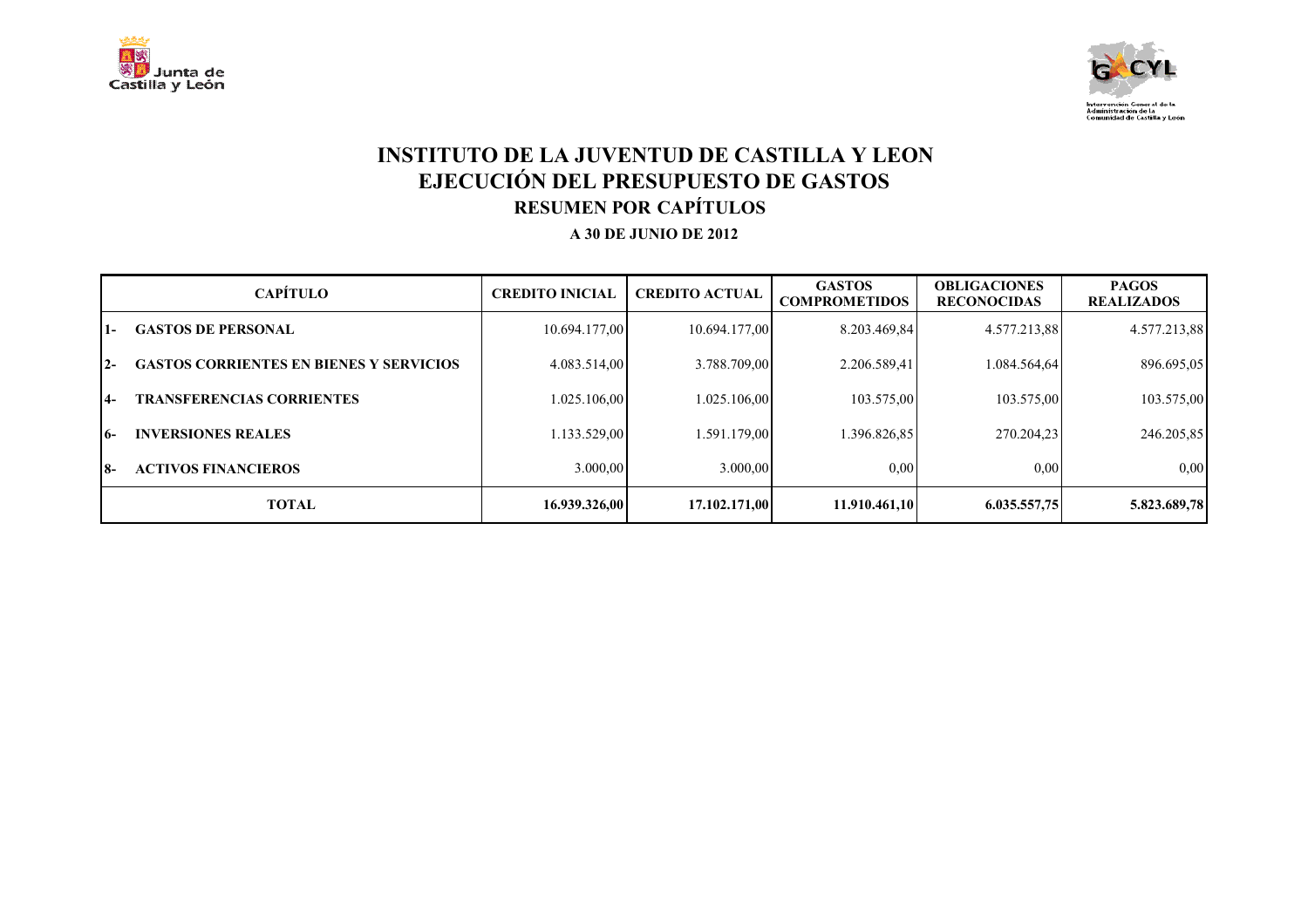# INSTITUTO DE LA JUVENTUD DE CASTILLA Y LEON
## EJECUCIÓN DEL PRESUPUESTO DE GASTOS
### RESUMEN POR CAPÍTULOS

**A 30 DE JUNIO DE 2012**

| CAPÍTULO | CREDITO INICIAL | CREDITO ACTUAL | GASTOS COMPROMETIDOS | OBLIGACIONES RECONOCIDAS | PAGOS REALIZADOS |
|---|---|---|---|---|---|
| 1- GASTOS DE PERSONAL | 10.694.177,00 | 10.694.177,00 | 8.203.469,84 | 4.577.213,88 | 4.577.213,88 |
| 2- GASTOS CORRIENTES EN BIENES Y SERVICIOS | 4.083.514,00 | 3.788.709,00 | 2.206.589,41 | 1.084.564,64 | 896.695,05 |
| 4- TRANSFERENCIAS CORRIENTES | 1.025.106,00 | 1.025.106,00 | 103.575,00 | 103.575,00 | 103.575,00 |
| 6- INVERSIONES REALES | 1.133.529,00 | 1.591.179,00 | 1.396.826,85 | 270.204,23 | 246.205,85 |
| 8- ACTIVOS FINANCIEROS | 3.000,00 | 3.000,00 | 0,00 | 0,00 | 0,00 |
| **TOTAL** | **16.939.326,00** | **17.102.171,00** | **11.910.461,10** | **6.035.557,75** | **5.823.689,78** |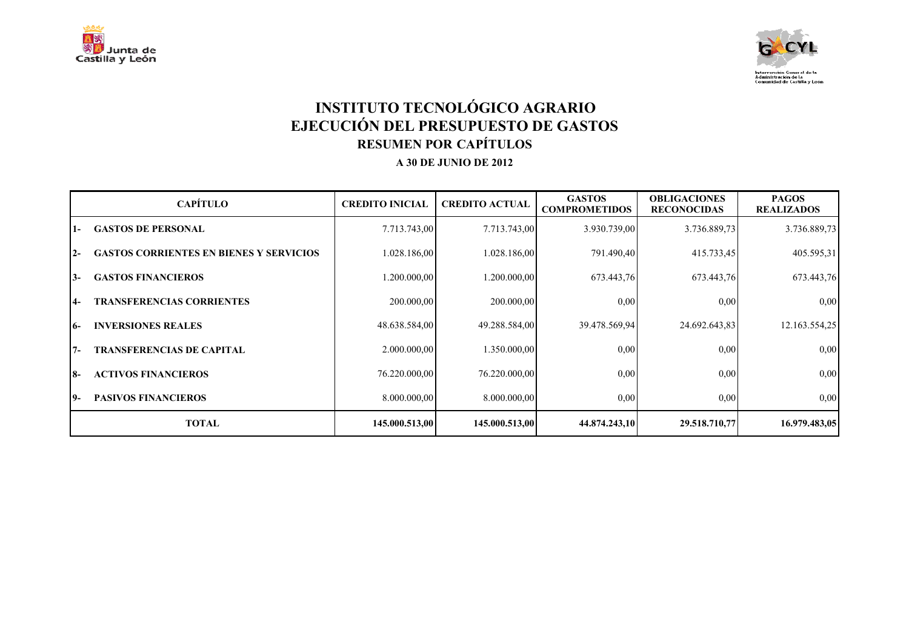# INSTITUTO TECNOLÓGICO AGRARIO
# EJECUCIÓN DEL PRESUPUESTO DE GASTOS
## RESUMEN POR CAPÍTULOS

**A 30 DE JUNIO DE 2012**

| CAPÍTULO | CREDITO INICIAL | CREDITO ACTUAL | GASTOS COMPROMETIDOS | OBLIGACIONES RECONOCIDAS | PAGOS REALIZADOS |
|---|---|---|---|---|---|
| 1- GASTOS DE PERSONAL | 7.713.743,00 | 7.713.743,00 | 3.930.739,00 | 3.736.889,73 | 3.736.889,73 |
| 2- GASTOS CORRIENTES EN BIENES Y SERVICIOS | 1.028.186,00 | 1.028.186,00 | 791.490,40 | 415.733,45 | 405.595,31 |
| 3- GASTOS FINANCIEROS | 1.200.000,00 | 1.200.000,00 | 673.443,76 | 673.443,76 | 673.443,76 |
| 4- TRANSFERENCIAS CORRIENTES | 200.000,00 | 200.000,00 | 0,00 | 0,00 | 0,00 |
| 6- INVERSIONES REALES | 48.638.584,00 | 49.288.584,00 | 39.478.569,94 | 24.692.643,83 | 12.163.554,25 |
| 7- TRANSFERENCIAS DE CAPITAL | 2.000.000,00 | 1.350.000,00 | 0,00 | 0,00 | 0,00 |
| 8- ACTIVOS FINANCIEROS | 76.220.000,00 | 76.220.000,00 | 0,00 | 0,00 | 0,00 |
| 9- PASIVOS FINANCIEROS | 8.000.000,00 | 8.000.000,00 | 0,00 | 0,00 | 0,00 |
| **TOTAL** | **145.000.513,00** | **145.000.513,00** | **44.874.243,10** | **29.518.710,77** | **16.979.483,05** |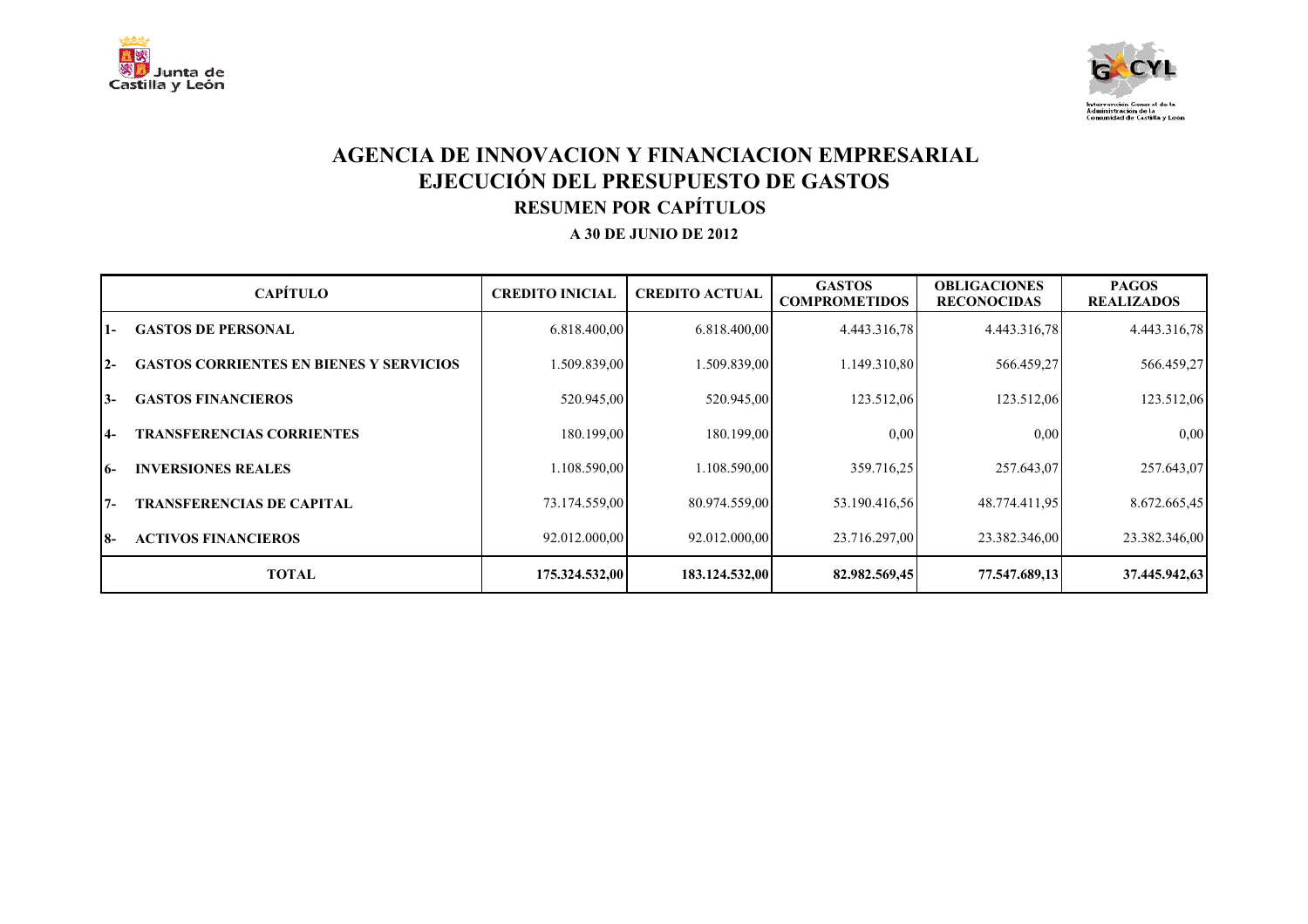# AGENCIA DE INNOVACION Y FINANCIACION EMPRESARIAL
## EJECUCIÓN DEL PRESUPUESTO DE GASTOS
### RESUMEN POR CAPÍTULOS

**A 30 DE JUNIO DE 2012**

| CAPÍTULO | CREDITO INICIAL | CREDITO ACTUAL | GASTOS COMPROMETIDOS | OBLIGACIONES RECONOCIDAS | PAGOS REALIZADOS |
|---|---|---|---|---|---|
| 1- GASTOS DE PERSONAL | 6.818.400,00 | 6.818.400,00 | 4.443.316,78 | 4.443.316,78 | 4.443.316,78 |
| 2- GASTOS CORRIENTES EN BIENES Y SERVICIOS | 1.509.839,00 | 1.509.839,00 | 1.149.310,80 | 566.459,27 | 566.459,27 |
| 3- GASTOS FINANCIEROS | 520.945,00 | 520.945,00 | 123.512,06 | 123.512,06 | 123.512,06 |
| 4- TRANSFERENCIAS CORRIENTES | 180.199,00 | 180.199,00 | 0,00 | 0,00 | 0,00 |
| 6- INVERSIONES REALES | 1.108.590,00 | 1.108.590,00 | 359.716,25 | 257.643,07 | 257.643,07 |
| 7- TRANSFERENCIAS DE CAPITAL | 73.174.559,00 | 80.974.559,00 | 53.190.416,56 | 48.774.411,95 | 8.672.665,45 |
| 8- ACTIVOS FINANCIEROS | 92.012.000,00 | 92.012.000,00 | 23.716.297,00 | 23.382.346,00 | 23.382.346,00 |
| **TOTAL** | **175.324.532,00** | **183.124.532,00** | **82.982.569,45** | **77.547.689,13** | **37.445.942,63** |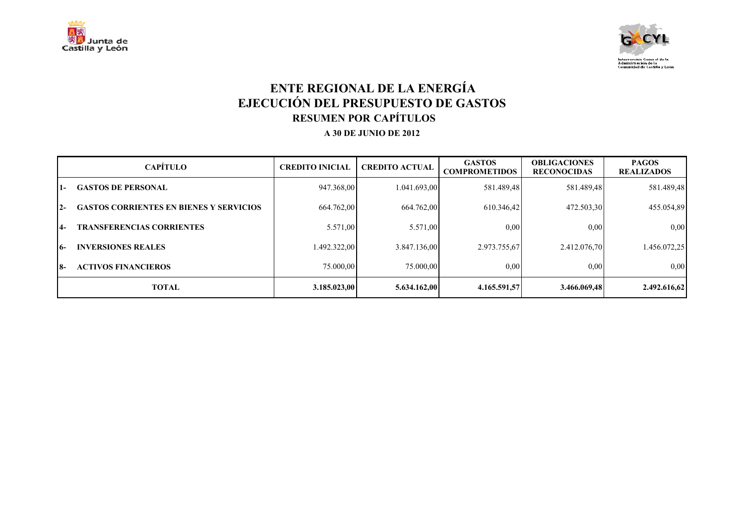# ENTE REGIONAL DE LA ENERGÍA
# EJECUCIÓN DEL PRESUPUESTO DE GASTOS
## RESUMEN POR CAPÍTULOS
### A 30 DE JUNIO DE 2012

| CAPÍTULO | CREDITO INICIAL | CREDITO ACTUAL | GASTOS COMPROMETIDOS | OBLIGACIONES RECONOCIDAS | PAGOS REALIZADOS |
|---|---|---|---|---|---|
| 1- GASTOS DE PERSONAL | 947.368,00 | 1.041.693,00 | 581.489,48 | 581.489,48 | 581.489,48 |
| 2- GASTOS CORRIENTES EN BIENES Y SERVICIOS | 664.762,00 | 664.762,00 | 610.346,42 | 472.503,30 | 455.054,89 |
| 4- TRANSFERENCIAS CORRIENTES | 5.571,00 | 5.571,00 | 0,00 | 0,00 | 0,00 |
| 6- INVERSIONES REALES | 1.492.322,00 | 3.847.136,00 | 2.973.755,67 | 2.412.076,70 | 1.456.072,25 |
| 8- ACTIVOS FINANCIEROS | 75.000,00 | 75.000,00 | 0,00 | 0,00 | 0,00 |
| **TOTAL** | **3.185.023,00** | **5.634.162,00** | **4.165.591,57** | **3.466.069,48** | **2.492.616,62** |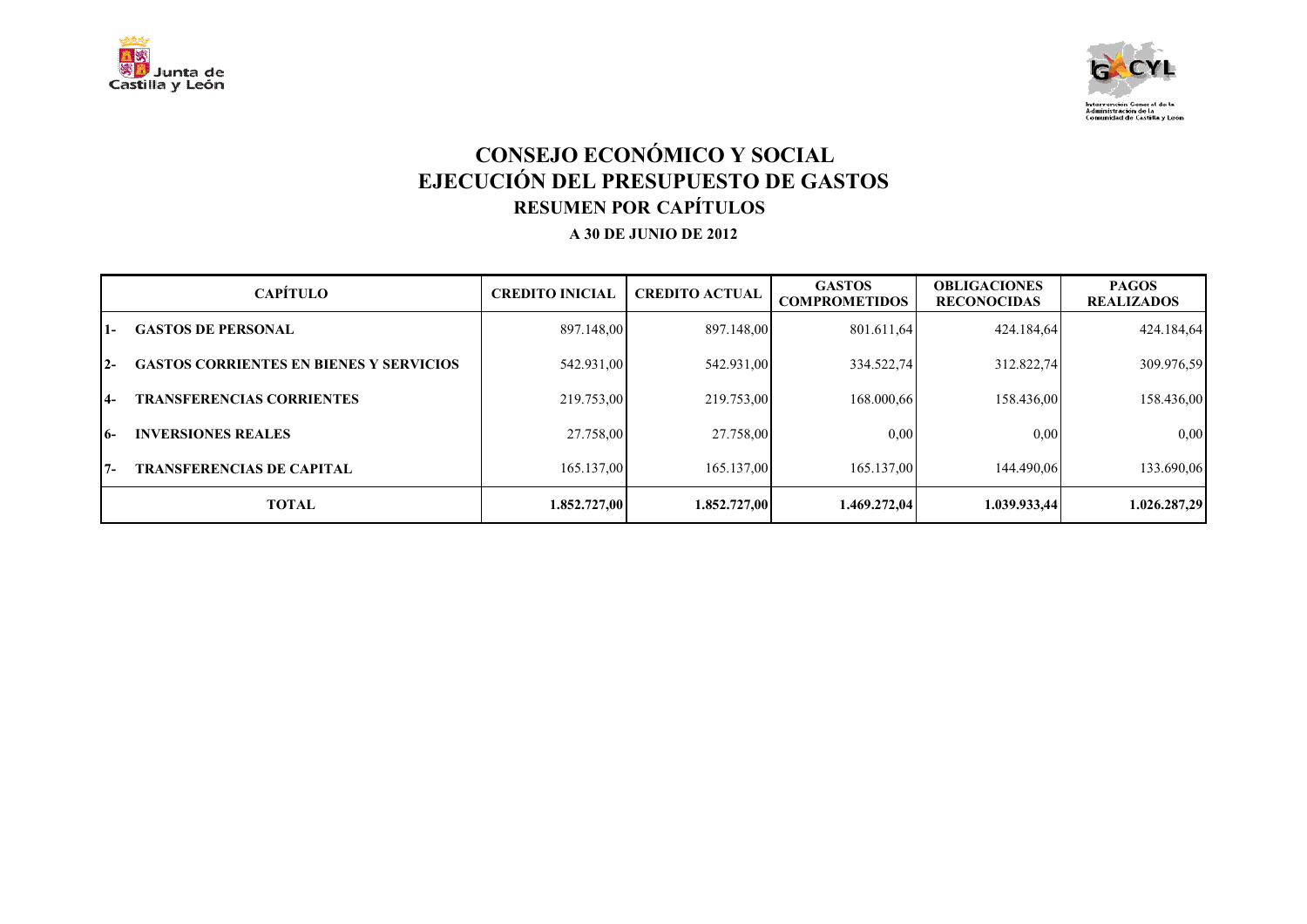# CONSEJO ECONÓMICO Y SOCIAL
# EJECUCIÓN DEL PRESUPUESTO DE GASTOS
## RESUMEN POR CAPÍTULOS

**A 30 DE JUNIO DE 2012**

| CAPÍTULO | CREDITO INICIAL | CREDITO ACTUAL | GASTOS COMPROMETIDOS | OBLIGACIONES RECONOCIDAS | PAGOS REALIZADOS |
|---|---|---|---|---|---|
| 1- **GASTOS DE PERSONAL** | 897.148,00 | 897.148,00 | 801.611,64 | 424.184,64 | 424.184,64 |
| 2- **GASTOS CORRIENTES EN BIENES Y SERVICIOS** | 542.931,00 | 542.931,00 | 334.522,74 | 312.822,74 | 309.976,59 |
| 4- **TRANSFERENCIAS CORRIENTES** | 219.753,00 | 219.753,00 | 168.000,66 | 158.436,00 | 158.436,00 |
| 6- **INVERSIONES REALES** | 27.758,00 | 27.758,00 | 0,00 | 0,00 | 0,00 |
| 7- **TRANSFERENCIAS DE CAPITAL** | 165.137,00 | 165.137,00 | 165.137,00 | 144.490,06 | 133.690,06 |
| **TOTAL** | **1.852.727,00** | **1.852.727,00** | **1.469.272,04** | **1.039.933,44** | **1.026.287,29** |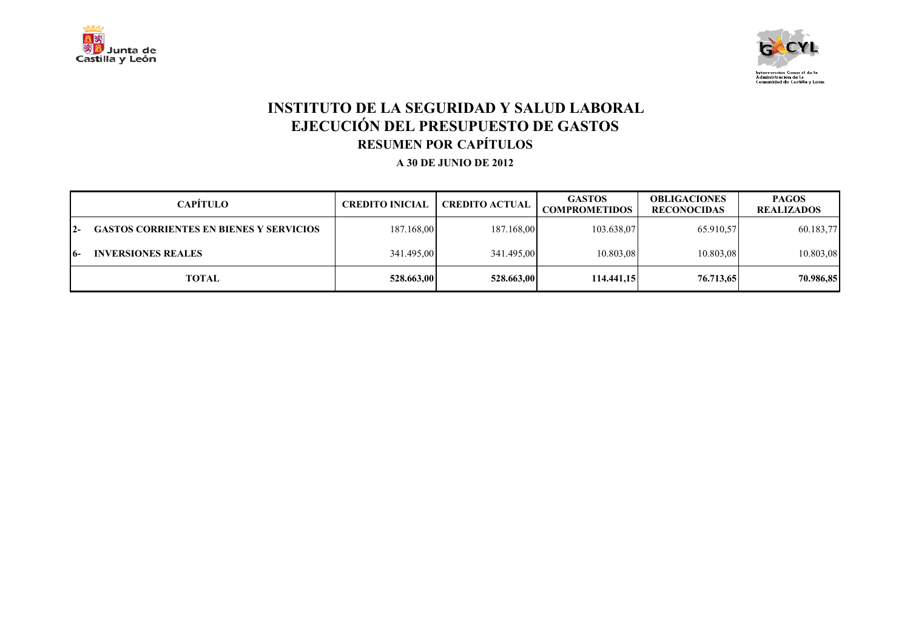# INSTITUTO DE LA SEGURIDAD Y SALUD LABORAL
## EJECUCIÓN DEL PRESUPUESTO DE GASTOS
### RESUMEN POR CAPÍTULOS

**A 30 DE JUNIO DE 2012**

| CAPÍTULO | CREDITO INICIAL | CREDITO ACTUAL | GASTOS COMPROMETIDOS | OBLIGACIONES RECONOCIDAS | PAGOS REALIZADOS |
|---|---|---|---|---|---|
| 2- GASTOS CORRIENTES EN BIENES Y SERVICIOS | 187.168,00 | 187.168,00 | 103.638,07 | 65.910,57 | 60.183,77 |
| 6- INVERSIONES REALES | 341.495,00 | 341.495,00 | 10.803,08 | 10.803,08 | 10.803,08 |
| **TOTAL** | **528.663,00** | **528.663,00** | **114.441,15** | **76.713,65** | **70.986,85** |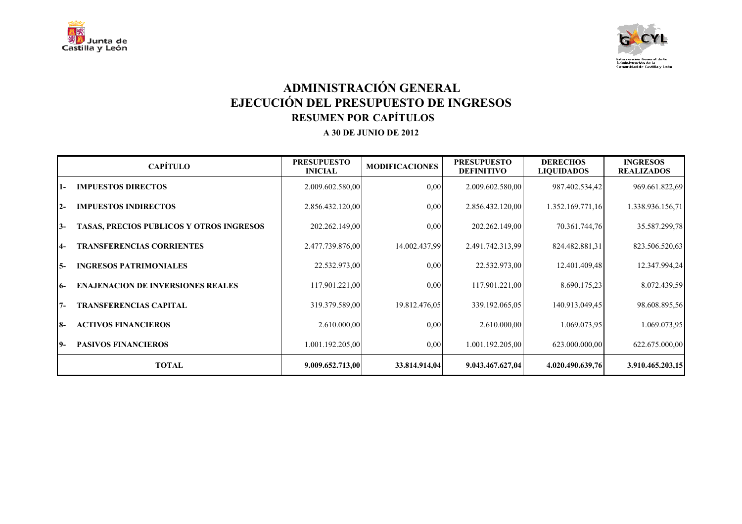# ADMINISTRACIÓN GENERAL
# EJECUCIÓN DEL PRESUPUESTO DE INGRESOS
## RESUMEN POR CAPÍTULOS
### A 30 DE JUNIO DE 2012

| CAPÍTULO | PRESUPUESTO INICIAL | MODIFICACIONES | PRESUPUESTO DEFINITIVO | DERECHOS LIQUIDADOS | INGRESOS REALIZADOS |
|---|---|---|---|---|---|
| **1- IMPUESTOS DIRECTOS** | 2.009.602.580,00 | 0,00 | 2.009.602.580,00 | 987.402.534,42 | 969.661.822,69 |
| **2- IMPUESTOS INDIRECTOS** | 2.856.432.120,00 | 0,00 | 2.856.432.120,00 | 1.352.169.771,16 | 1.338.936.156,71 |
| **3- TASAS, PRECIOS PUBLICOS Y OTROS INGRESOS** | 202.262.149,00 | 0,00 | 202.262.149,00 | 70.361.744,76 | 35.587.299,78 |
| **4- TRANSFERENCIAS CORRIENTES** | 2.477.739.876,00 | 14.002.437,99 | 2.491.742.313,99 | 824.482.881,31 | 823.506.520,63 |
| **5- INGRESOS PATRIMONIALES** | 22.532.973,00 | 0,00 | 22.532.973,00 | 12.401.409,48 | 12.347.994,24 |
| **6- ENAJENACION DE INVERSIONES REALES** | 117.901.221,00 | 0,00 | 117.901.221,00 | 8.690.175,23 | 8.072.439,59 |
| **7- TRANSFERENCIAS CAPITAL** | 319.379.589,00 | 19.812.476,05 | 339.192.065,05 | 140.913.049,45 | 98.608.895,56 |
| **8- ACTIVOS FINANCIEROS** | 2.610.000,00 | 0,00 | 2.610.000,00 | 1.069.073,95 | 1.069.073,95 |
| **9- PASIVOS FINANCIEROS** | 1.001.192.205,00 | 0,00 | 1.001.192.205,00 | 623.000.000,00 | 622.675.000,00 |
| **TOTAL** | **9.009.652.713,00** | **33.814.914,04** | **9.043.467.627,04** | **4.020.490.639,76** | **3.910.465.203,15** |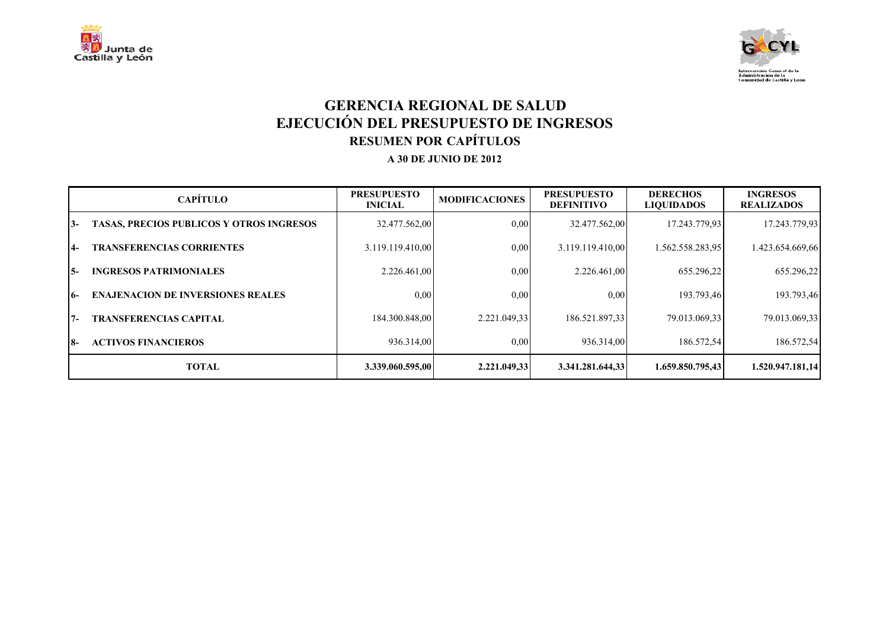# GERENCIA REGIONAL DE SALUD
# EJECUCIÓN DEL PRESUPUESTO DE INGRESOS
## RESUMEN POR CAPÍTULOS
### A 30 DE JUNIO DE 2012

| | CAPÍTULO | PRESUPUESTO INICIAL | MODIFICACIONES | PRESUPUESTO DEFINITIVO | DERECHOS LIQUIDADOS | INGRESOS REALIZADOS |
|---|---|---|---|---|---|---|
| 3- | TASAS, PRECIOS PUBLICOS Y OTROS INGRESOS | 32.477.562,00 | 0,00 | 32.477.562,00 | 17.243.779,93 | 17.243.779,93 |
| 4- | TRANSFERENCIAS CORRIENTES | 3.119.119.410,00 | 0,00 | 3.119.119.410,00 | 1.562.558.283,95 | 1.423.654.669,66 |
| 5- | INGRESOS PATRIMONIALES | 2.226.461,00 | 0,00 | 2.226.461,00 | 655.296,22 | 655.296,22 |
| 6- | ENAJENACION DE INVERSIONES REALES | 0,00 | 0,00 | 0,00 | 193.793,46 | 193.793,46 |
| 7- | TRANSFERENCIAS CAPITAL | 184.300.848,00 | 2.221.049,33 | 186.521.897,33 | 79.013.069,33 | 79.013.069,33 |
| 8- | ACTIVOS FINANCIEROS | 936.314,00 | 0,00 | 936.314,00 | 186.572,54 | 186.572,54 |
| | **TOTAL** | **3.339.060.595,00** | **2.221.049,33** | **3.341.281.644,33** | **1.659.850.795,43** | **1.520.947.181,14** |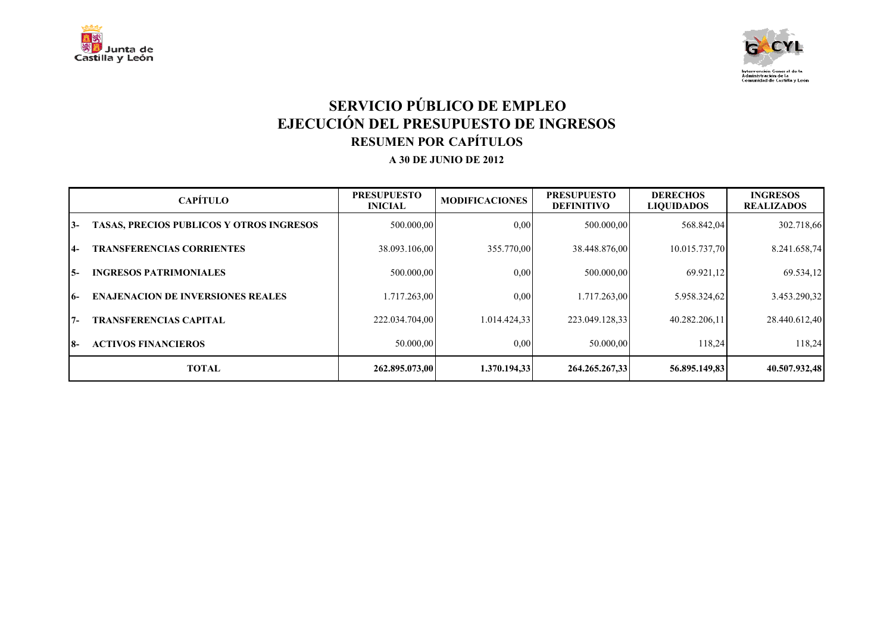# SERVICIO PÚBLICO DE EMPLEO
# EJECUCIÓN DEL PRESUPUESTO DE INGRESOS
## RESUMEN POR CAPÍTULOS
### A 30 DE JUNIO DE 2012

| CAPÍTULO | | PRESUPUESTO INICIAL | MODIFICACIONES | PRESUPUESTO DEFINITIVO | DERECHOS LIQUIDADOS | INGRESOS REALIZADOS |
|---|---|---|---|---|---|---|
| 3- | TASAS, PRECIOS PUBLICOS Y OTROS INGRESOS | 500.000,00 | 0,00 | 500.000,00 | 568.842,04 | 302.718,66 |
| 4- | TRANSFERENCIAS CORRIENTES | 38.093.106,00 | 355.770,00 | 38.448.876,00 | 10.015.737,70 | 8.241.658,74 |
| 5- | INGRESOS PATRIMONIALES | 500.000,00 | 0,00 | 500.000,00 | 69.921,12 | 69.534,12 |
| 6- | ENAJENACION DE INVERSIONES REALES | 1.717.263,00 | 0,00 | 1.717.263,00 | 5.958.324,62 | 3.453.290,32 |
| 7- | TRANSFERENCIAS CAPITAL | 222.034.704,00 | 1.014.424,33 | 223.049.128,33 | 40.282.206,11 | 28.440.612,40 |
| 8- | ACTIVOS FINANCIEROS | 50.000,00 | 0,00 | 50.000,00 | 118,24 | 118,24 |
| **TOTAL** | | **262.895.073,00** | **1.370.194,33** | **264.265.267,33** | **56.895.149,83** | **40.507.932,48** |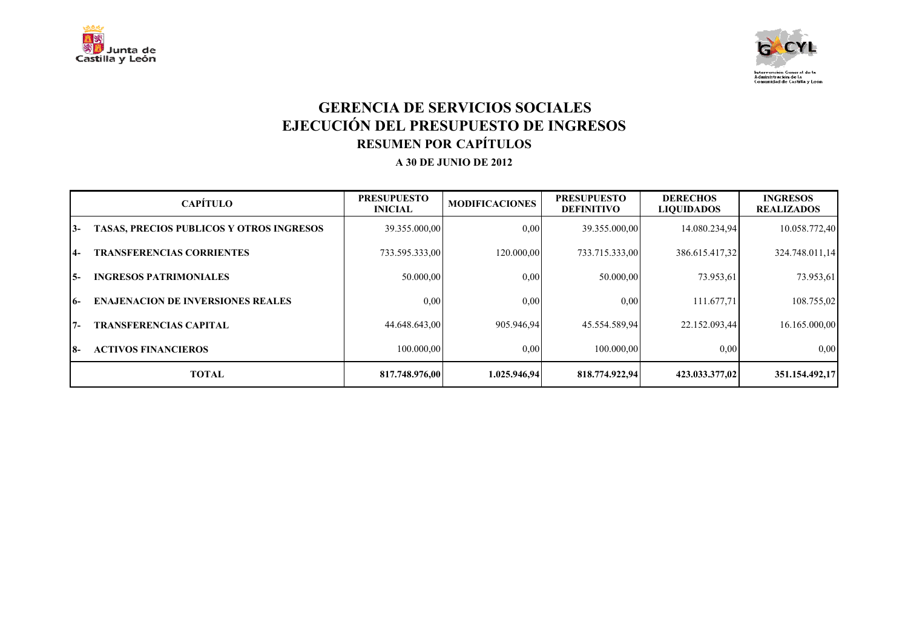# GERENCIA DE SERVICIOS SOCIALES
# EJECUCIÓN DEL PRESUPUESTO DE INGRESOS
## RESUMEN POR CAPÍTULOS
### A 30 DE JUNIO DE 2012

| CAPÍTULO | | PRESUPUESTO INICIAL | MODIFICACIONES | PRESUPUESTO DEFINITIVO | DERECHOS LIQUIDADOS | INGRESOS REALIZADOS |
|---|---|---|---|---|---|---|
| 3- | TASAS, PRECIOS PUBLICOS Y OTROS INGRESOS | 39.355.000,00 | 0,00 | 39.355.000,00 | 14.080.234,94 | 10.058.772,40 |
| 4- | TRANSFERENCIAS CORRIENTES | 733.595.333,00 | 120.000,00 | 733.715.333,00 | 386.615.417,32 | 324.748.011,14 |
| 5- | INGRESOS PATRIMONIALES | 50.000,00 | 0,00 | 50.000,00 | 73.953,61 | 73.953,61 |
| 6- | ENAJENACION DE INVERSIONES REALES | 0,00 | 0,00 | 0,00 | 111.677,71 | 108.755,02 |
| 7- | TRANSFERENCIAS CAPITAL | 44.648.643,00 | 905.946,94 | 45.554.589,94 | 22.152.093,44 | 16.165.000,00 |
| 8- | ACTIVOS FINANCIEROS | 100.000,00 | 0,00 | 100.000,00 | 0,00 | 0,00 |
| **TOTAL** | | **817.748.976,00** | **1.025.946,94** | **818.774.922,94** | **423.033.377,02** | **351.154.492,17** |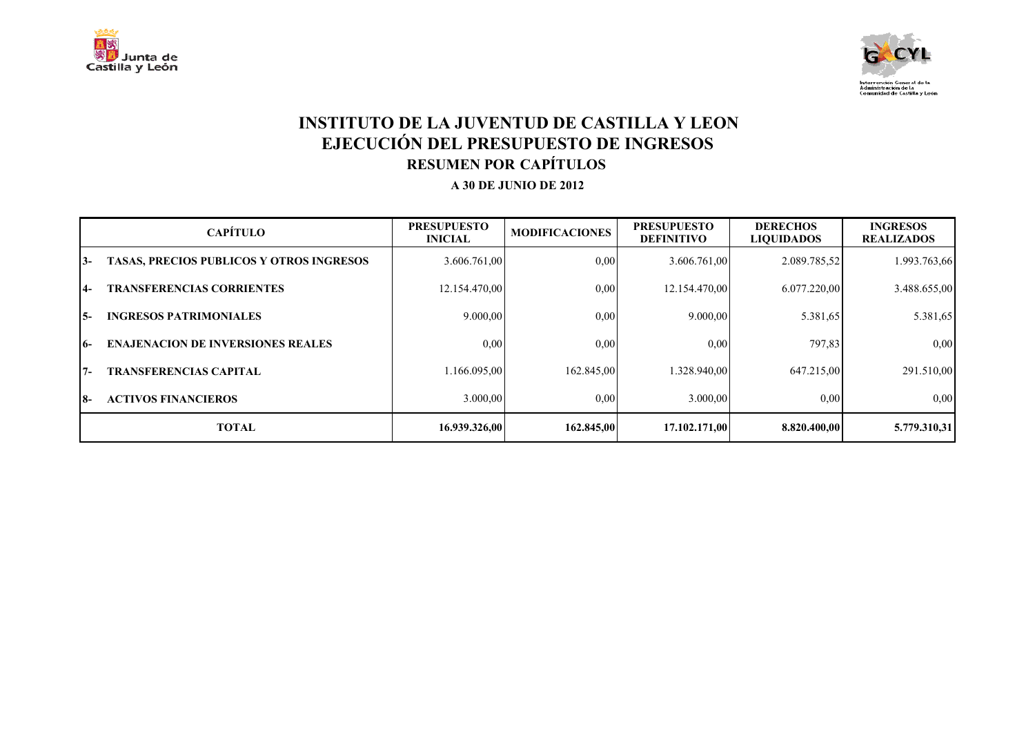# INSTITUTO DE LA JUVENTUD DE CASTILLA Y LEON
## EJECUCIÓN DEL PRESUPUESTO DE INGRESOS
### RESUMEN POR CAPÍTULOS

**A 30 DE JUNIO DE 2012**

| CAPÍTULO | | PRESUPUESTO INICIAL | MODIFICACIONES | PRESUPUESTO DEFINITIVO | DERECHOS LIQUIDADOS | INGRESOS REALIZADOS |
|---|---|---|---|---|---|---|
| 3- | TASAS, PRECIOS PUBLICOS Y OTROS INGRESOS | 3.606.761,00 | 0,00 | 3.606.761,00 | 2.089.785,52 | 1.993.763,66 |
| 4- | TRANSFERENCIAS CORRIENTES | 12.154.470,00 | 0,00 | 12.154.470,00 | 6.077.220,00 | 3.488.655,00 |
| 5- | INGRESOS PATRIMONIALES | 9.000,00 | 0,00 | 9.000,00 | 5.381,65 | 5.381,65 |
| 6- | ENAJENACION DE INVERSIONES REALES | 0,00 | 0,00 | 0,00 | 797,83 | 0,00 |
| 7- | TRANSFERENCIAS CAPITAL | 1.166.095,00 | 162.845,00 | 1.328.940,00 | 647.215,00 | 291.510,00 |
| 8- | ACTIVOS FINANCIEROS | 3.000,00 | 0,00 | 3.000,00 | 0,00 | 0,00 |
| **TOTAL** | | **16.939.326,00** | **162.845,00** | **17.102.171,00** | **8.820.400,00** | **5.779.310,31** |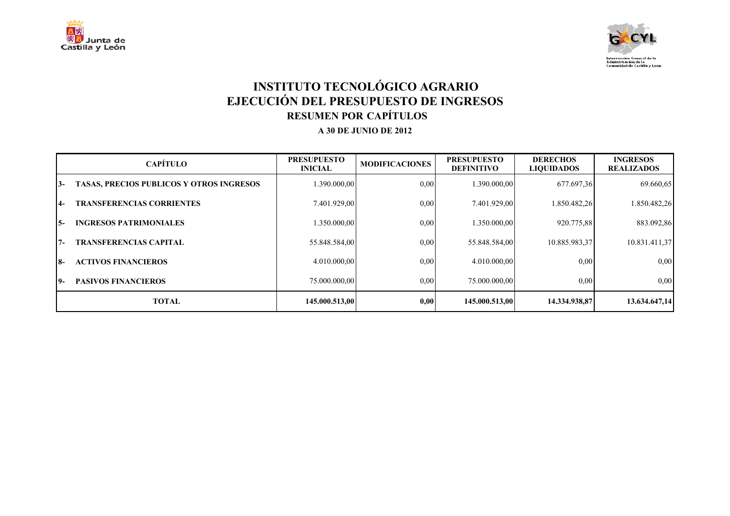# INSTITUTO TECNOLÓGICO AGRARIO
# EJECUCIÓN DEL PRESUPUESTO DE INGRESOS
## RESUMEN POR CAPÍTULOS

**A 30 DE JUNIO DE 2012**

| CAPÍTULO | | PRESUPUESTO INICIAL | MODIFICACIONES | PRESUPUESTO DEFINITIVO | DERECHOS LIQUIDADOS | INGRESOS REALIZADOS |
|---|---|---|---|---|---|---|
| 3- | TASAS, PRECIOS PUBLICOS Y OTROS INGRESOS | 1.390.000,00 | 0,00 | 1.390.000,00 | 677.697,36 | 69.660,65 |
| 4- | TRANSFERENCIAS CORRIENTES | 7.401.929,00 | 0,00 | 7.401.929,00 | 1.850.482,26 | 1.850.482,26 |
| 5- | INGRESOS PATRIMONIALES | 1.350.000,00 | 0,00 | 1.350.000,00 | 920.775,88 | 883.092,86 |
| 7- | TRANSFERENCIAS CAPITAL | 55.848.584,00 | 0,00 | 55.848.584,00 | 10.885.983,37 | 10.831.411,37 |
| 8- | ACTIVOS FINANCIEROS | 4.010.000,00 | 0,00 | 4.010.000,00 | 0,00 | 0,00 |
| 9- | PASIVOS FINANCIEROS | 75.000.000,00 | 0,00 | 75.000.000,00 | 0,00 | 0,00 |
| | **TOTAL** | **145.000.513,00** | **0,00** | **145.000.513,00** | **14.334.938,87** | **13.634.647,14** |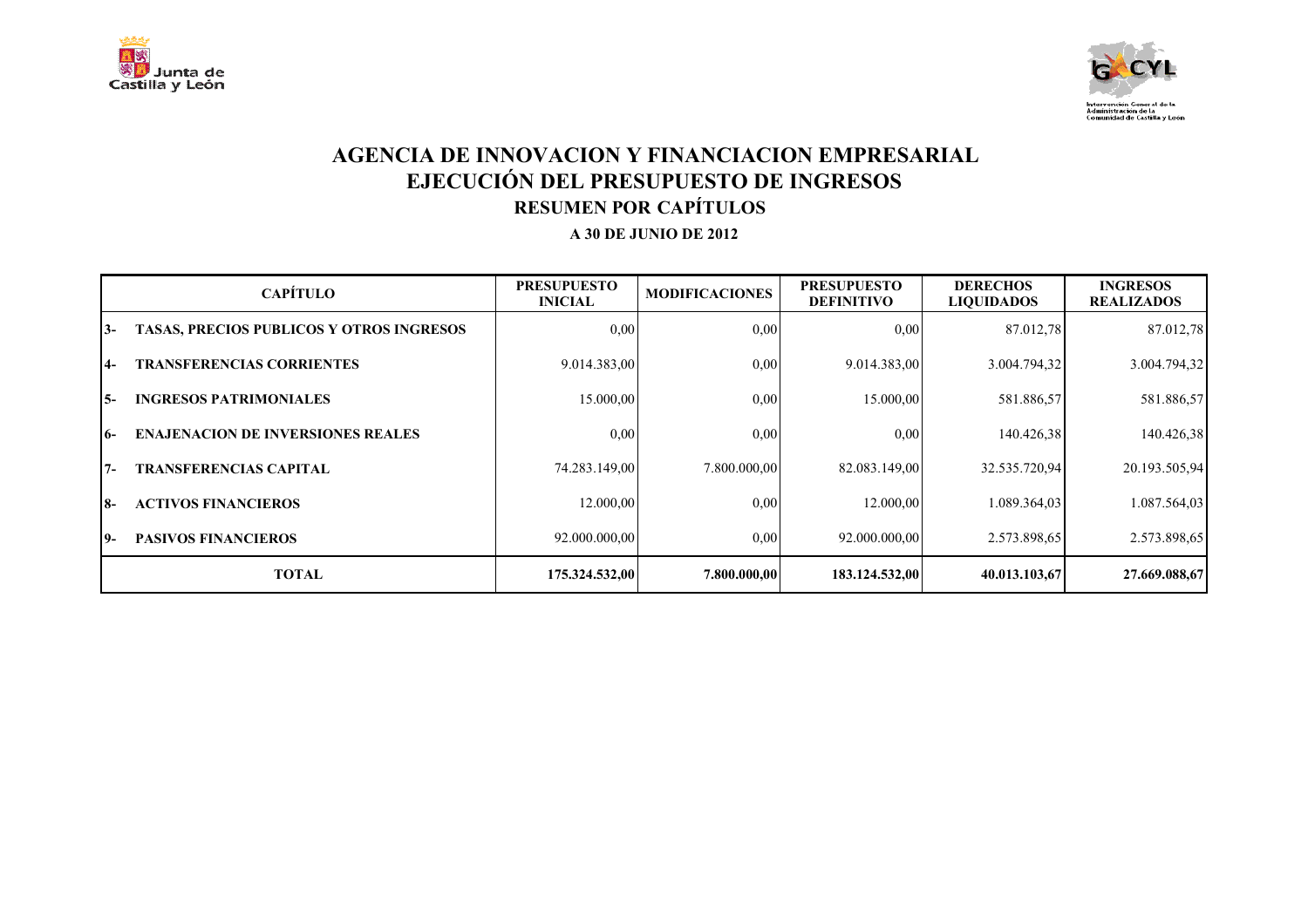# AGENCIA DE INNOVACION Y FINANCIACION EMPRESARIAL
# EJECUCIÓN DEL PRESUPUESTO DE INGRESOS
## RESUMEN POR CAPÍTULOS

**A 30 DE JUNIO DE 2012**

| CAPÍTULO | PRESUPUESTO INICIAL | MODIFICACIONES | PRESUPUESTO DEFINITIVO | DERECHOS LIQUIDADOS | INGRESOS REALIZADOS |
|---|---|---|---|---|---|
| 3- TASAS, PRECIOS PUBLICOS Y OTROS INGRESOS | 0,00 | 0,00 | 0,00 | 87.012,78 | 87.012,78 |
| 4- TRANSFERENCIAS CORRIENTES | 9.014.383,00 | 0,00 | 9.014.383,00 | 3.004.794,32 | 3.004.794,32 |
| 5- INGRESOS PATRIMONIALES | 15.000,00 | 0,00 | 15.000,00 | 581.886,57 | 581.886,57 |
| 6- ENAJENACION DE INVERSIONES REALES | 0,00 | 0,00 | 0,00 | 140.426,38 | 140.426,38 |
| 7- TRANSFERENCIAS CAPITAL | 74.283.149,00 | 7.800.000,00 | 82.083.149,00 | 32.535.720,94 | 20.193.505,94 |
| 8- ACTIVOS FINANCIEROS | 12.000,00 | 0,00 | 12.000,00 | 1.089.364,03 | 1.087.564,03 |
| 9- PASIVOS FINANCIEROS | 92.000.000,00 | 0,00 | 92.000.000,00 | 2.573.898,65 | 2.573.898,65 |
| **TOTAL** | **175.324.532,00** | **7.800.000,00** | **183.124.532,00** | **40.013.103,67** | **27.669.088,67** |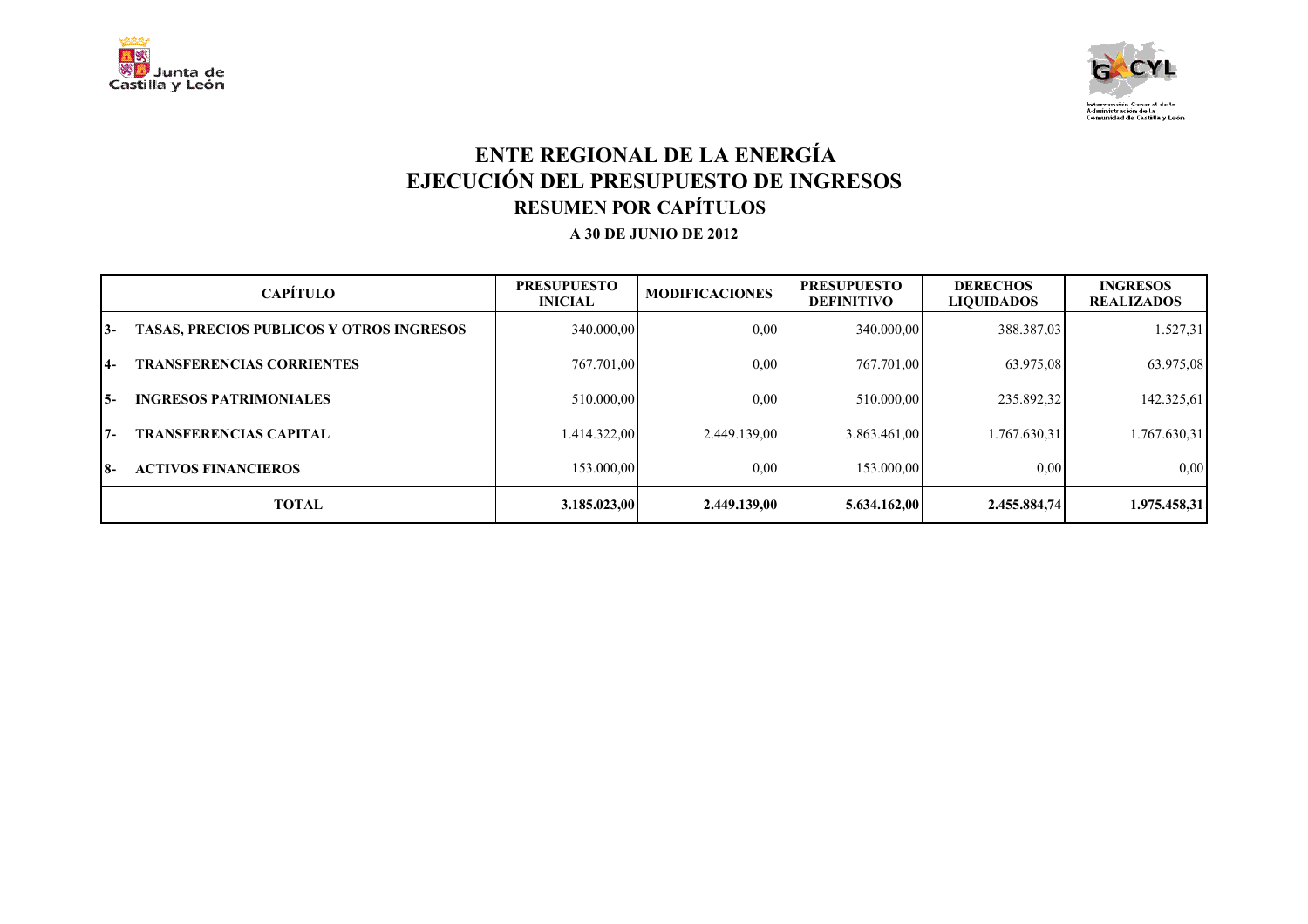# ENTE REGIONAL DE LA ENERGÍA

## EJECUCIÓN DEL PRESUPUESTO DE INGRESOS

### RESUMEN POR CAPÍTULOS

**A 30 DE JUNIO DE 2012**

| CAPÍTULO | | PRESUPUESTO INICIAL | MODIFICACIONES | PRESUPUESTO DEFINITIVO | DERECHOS LIQUIDADOS | INGRESOS REALIZADOS |
|---|---|---|---|---|---|---|
| 3- | TASAS, PRECIOS PUBLICOS Y OTROS INGRESOS | 340.000,00 | 0,00 | 340.000,00 | 388.387,03 | 1.527,31 |
| 4- | TRANSFERENCIAS CORRIENTES | 767.701,00 | 0,00 | 767.701,00 | 63.975,08 | 63.975,08 |
| 5- | INGRESOS PATRIMONIALES | 510.000,00 | 0,00 | 510.000,00 | 235.892,32 | 142.325,61 |
| 7- | TRANSFERENCIAS CAPITAL | 1.414.322,00 | 2.449.139,00 | 3.863.461,00 | 1.767.630,31 | 1.767.630,31 |
| 8- | ACTIVOS FINANCIEROS | 153.000,00 | 0,00 | 153.000,00 | 0,00 | 0,00 |
| **TOTAL** | | **3.185.023,00** | **2.449.139,00** | **5.634.162,00** | **2.455.884,74** | **1.975.458,31** |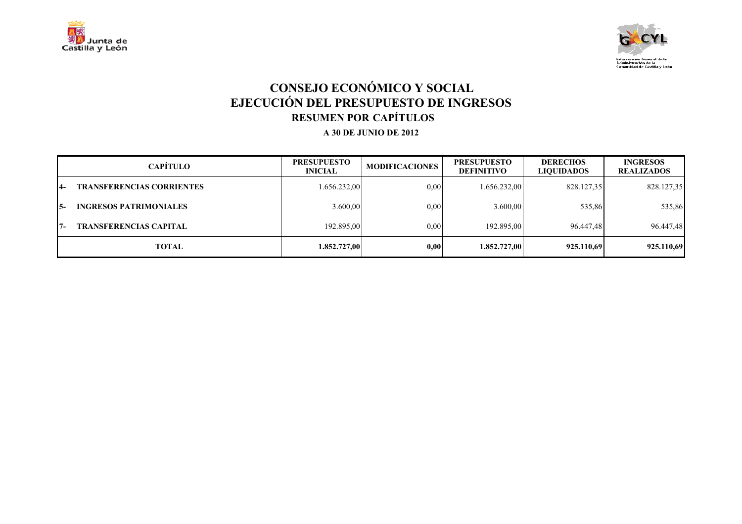# CONSEJO ECONÓMICO Y SOCIAL

## EJECUCIÓN DEL PRESUPUESTO DE INGRESOS

### RESUMEN POR CAPÍTULOS

**A 30 DE JUNIO DE 2012**

| CAPÍTULO | PRESUPUESTO INICIAL | MODIFICACIONES | PRESUPUESTO DEFINITIVO | DERECHOS LIQUIDADOS | INGRESOS REALIZADOS |
|---|---|---|---|---|---|
| 4- TRANSFERENCIAS CORRIENTES | 1.656.232,00 | 0,00 | 1.656.232,00 | 828.127,35 | 828.127,35 |
| 5- INGRESOS PATRIMONIALES | 3.600,00 | 0,00 | 3.600,00 | 535,86 | 535,86 |
| 7- TRANSFERENCIAS CAPITAL | 192.895,00 | 0,00 | 192.895,00 | 96.447,48 | 96.447,48 |
| **TOTAL** | **1.852.727,00** | **0,00** | **1.852.727,00** | **925.110,69** | **925.110,69** |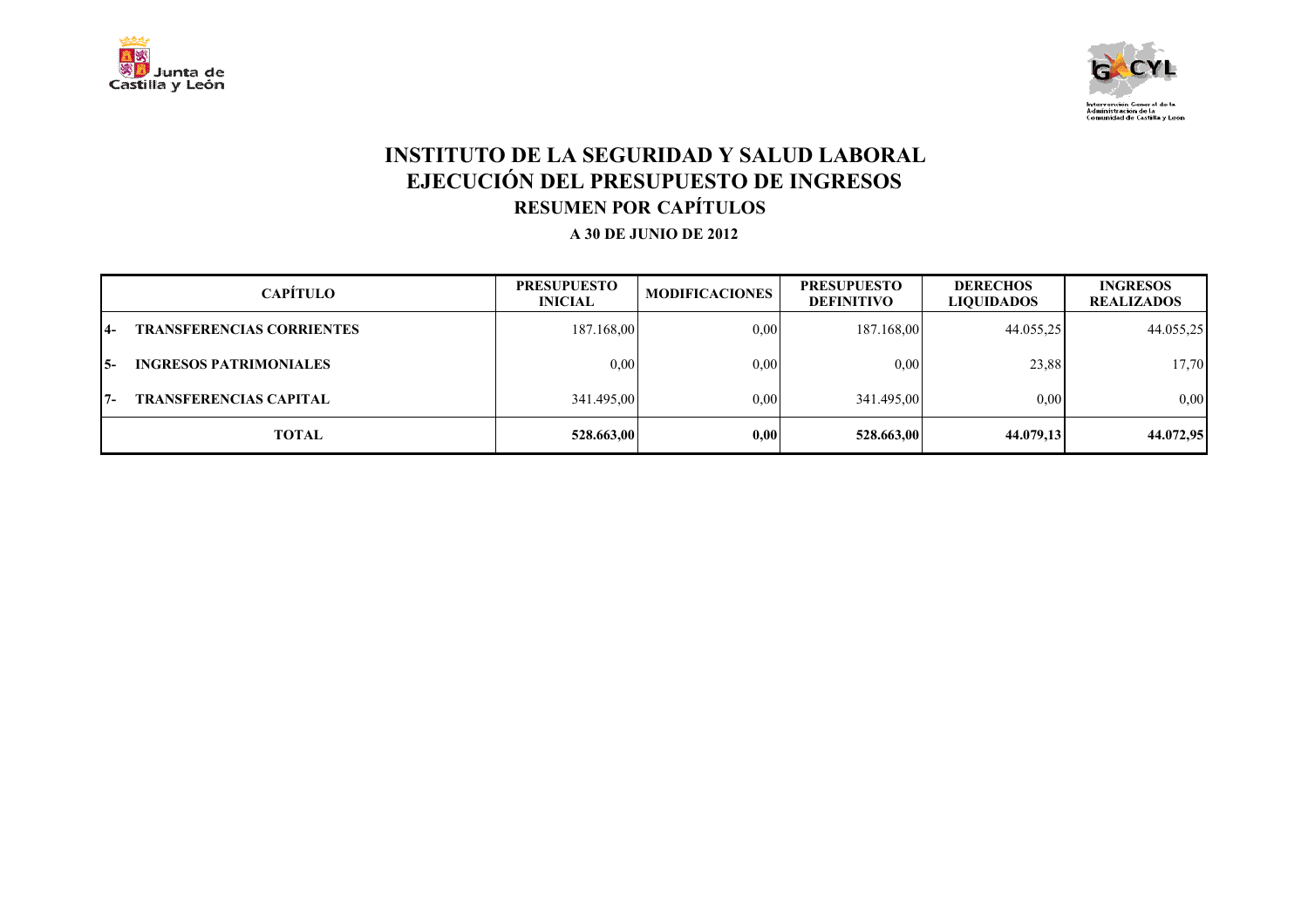# INSTITUTO DE LA SEGURIDAD Y SALUD LABORAL
## EJECUCIÓN DEL PRESUPUESTO DE INGRESOS
### RESUMEN POR CAPÍTULOS

**A 30 DE JUNIO DE 2012**

| CAPÍTULO | PRESUPUESTO INICIAL | MODIFICACIONES | PRESUPUESTO DEFINITIVO | DERECHOS LIQUIDADOS | INGRESOS REALIZADOS |
|---|---|---|---|---|---|
| 4- TRANSFERENCIAS CORRIENTES | 187.168,00 | 0,00 | 187.168,00 | 44.055,25 | 44.055,25 |
| 5- INGRESOS PATRIMONIALES | 0,00 | 0,00 | 0,00 | 23,88 | 17,70 |
| 7- TRANSFERENCIAS CAPITAL | 341.495,00 | 0,00 | 341.495,00 | 0,00 | 0,00 |
| **TOTAL** | **528.663,00** | **0,00** | **528.663,00** | **44.079,13** | **44.072,95** |